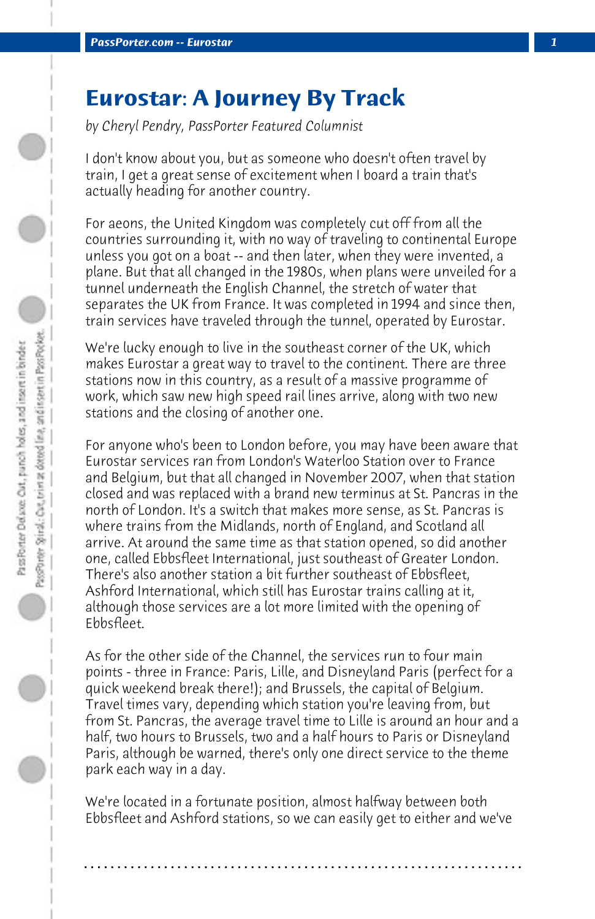# Eurostar: A Journey By Track

*by Cheryl Pendry, PassPorter Featured Columnist*

I don't know about you, but as someone who doesn't often travel by train, I get a great sense of excitement when I board a train that's actually heading for another country.

For aeons, the United Kingdom was completely cut off from all the countries surrounding it, with no way of traveling to continental Europe unless you got on a boat -- and then later, when they were invented, a plane. But that all changed in the 1980s, when plans were unveiled for a tunnel underneath the English Channel, the stretch of water that separates the UK from France. It was completed in 1994 and since then, train services have traveled through the tunnel, operated by Eurostar.

We're lucky enough to live in the southeast corner of the UK, which makes Eurostar a great way to travel to the continent. There are three stations now in this country, as a result of a massive programme of work, which saw new high speed rail lines arrive, along with two new stations and the closing of another one.

For anyone who's been to London before, you may have been aware that Eurostar services ran from London's Waterloo Station over to France and Belgium, but that all changed in November 2007, when that station closed and was replaced with a brand new terminus at St. Pancras in the north of London. It's a switch that makes more sense, as St. Pancras is where trains from the Midlands, north of England, and Scotland all arrive. At around the same time as that station opened, so did another one, called Ebbsfleet International, just southeast of Greater London. There's also another station a bit further southeast of Ebbsfleet, Ashford International, which still has Eurostar trains calling at it, although those services are a lot more limited with the opening of Ebbsfleet.

As for the other side of the Channel, the services run to four main points - three in France: Paris, Lille, and Disneyland Paris (perfect for a quick weekend break there!); and Brussels, the capital of Belgium. Travel times vary, depending which station you're leaving from, but from St. Pancras, the average travel time to Lille is around an hour and a half, two hours to Brussels, two and a half hours to Paris or Disneyland Paris, although be warned, there's only one direct service to the theme park each way in a day.

We're located in a fortunate position, almost halfway between both Ebbsfleet and Ashford stations, so we can easily get to either and we've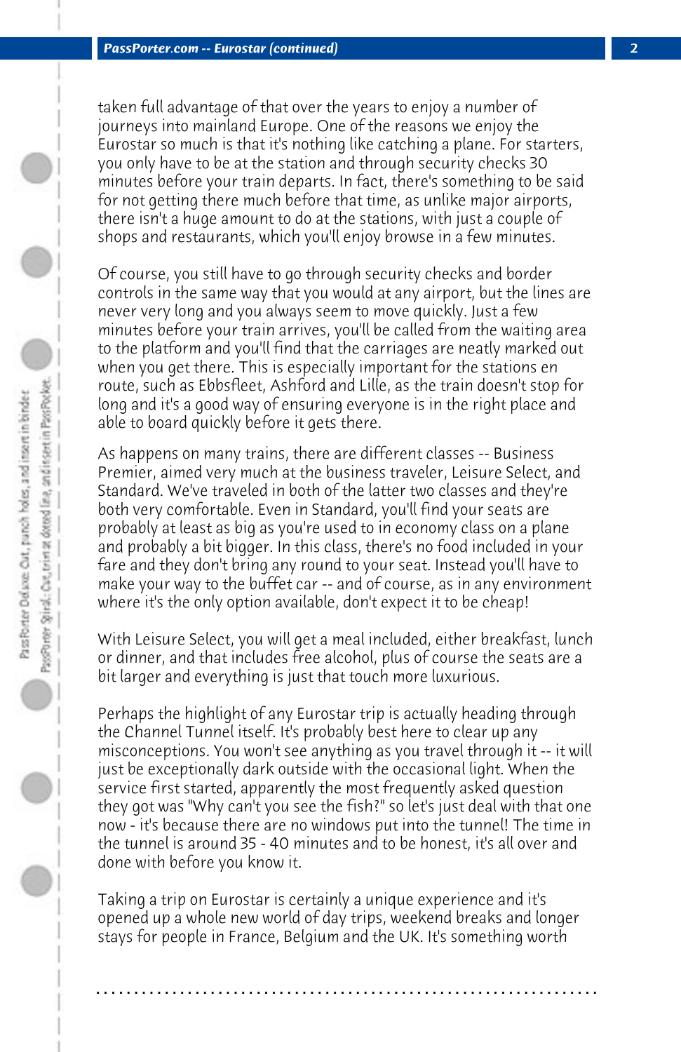taken full advantage of that over the years to enjoy a number of journeys into mainland Europe. One of the reasons we enjoy the Eurostar so much is that it's nothing like catching a plane. For starters, you only have to be at the station and through security checks 30 minutes before your train departs. In fact, there's something to be said for not getting there much before that time, as unlike major airports, there isn't a huge amount to do at the stations, with just a couple of shops and restaurants, which you'll enjoy browse in a few minutes.

Of course, you still have to go through security checks and border controls in the same way that you would at any airport, but the lines are never very long and you always seem to move quickly. Just a few minutes before your train arrives, you'll be called from the waiting area to the platform and you'll find that the carriages are neatly marked out when you get there. This is especially important for the stations en route, such as Ebbsfleet, Ashford and Lille, as the train doesn't stop for long and it's a good way of ensuring everyone is in the right place and able to board quickly before it gets there.

As happens on many trains, there are different classes -- Business Premier, aimed very much at the business traveler, Leisure Select, and Standard. We've traveled in both of the latter two classes and they're both very comfortable. Even in Standard, you'll find your seats are probably at least as big as you're used to in economy class on a plane and probably a bit bigger. In this class, there's no food included in your fare and they don't bring any round to your seat. Instead you'll have to make your way to the buffet car -- and of course, as in any environment where it's the only option available, don't expect it to be cheap!

With Leisure Select, you will get a meal included, either breakfast, lunch or dinner, and that includes free alcohol, plus of course the seats are a bit larger and everything is just that touch more luxurious.

Perhaps the highlight of any Eurostar trip is actually heading through the Channel Tunnel itself. It's probably best here to clear up any misconceptions. You won't see anything as you travel through it -- it will just be exceptionally dark outside with the occasional light. When the service first started, apparently the most frequently asked question they got was "Why can't you see the fish?" so let's just deal with that one now - it's because there are no windows put into the tunnel! The time in the tunnel is around 35 - 40 minutes and to be honest, it's all over and done with before you know it.

Taking a trip on Eurostar is certainly a unique experience and it's opened up a whole new world of day trips, weekend breaks and longer stays for people in France, Belgium and the UK. It's something worth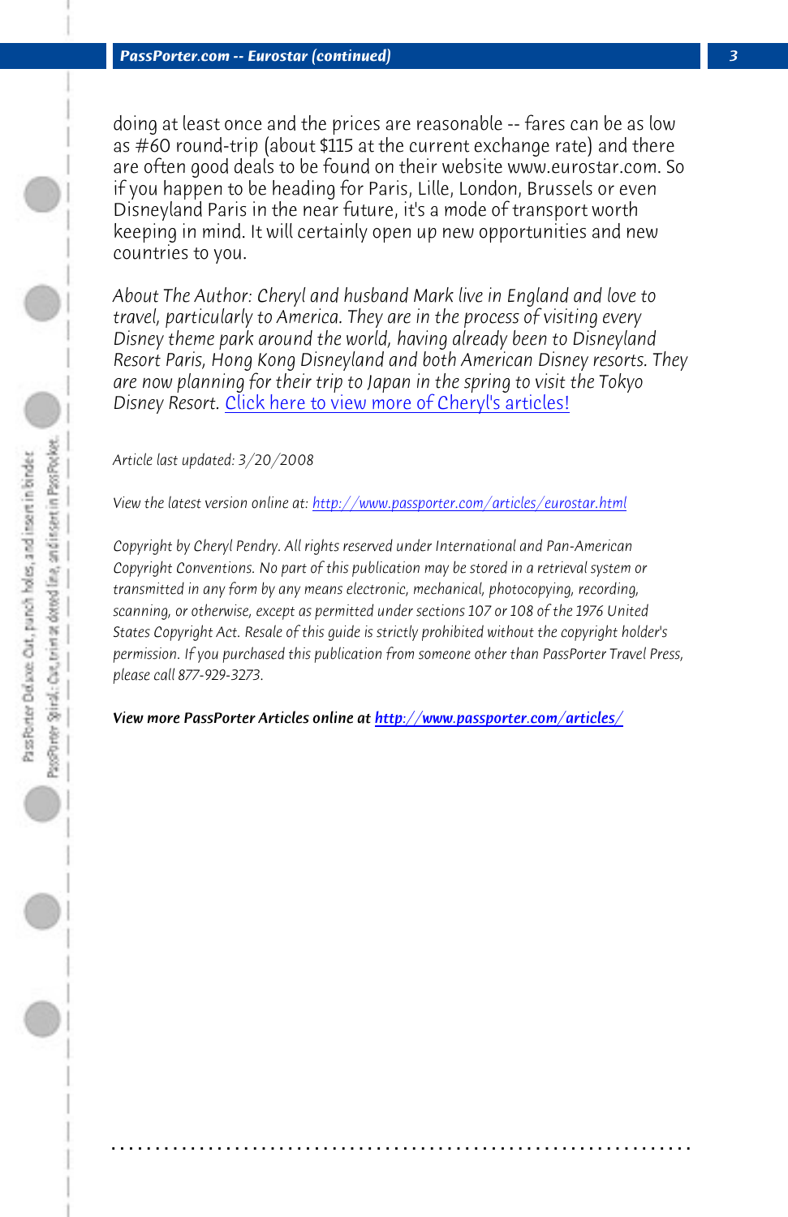doing at least once and the prices are reasonable -- fares can be as low as #60 round-trip (about $115 at the current exchange rate) and there are often good deals to be found on their website www.eurostar.com. So if you happen to be heading for Paris, Lille, London, Brussels or even Disneyland Paris in the near future, it's a mode of transport worth keeping in mind. It will certainly open up new opportunities and new countries to you.

*About The Author: Cheryl and husband Mark live in England and love to travel, particularly to America. They are in the process of visiting every Disney theme park around the world, having already been to Disneyland Resort Paris, Hong Kong Disneyland and both American Disney resorts. They are now planning for their trip to Japan in the spring to visit the Tokyo Disney Resort.* Click here to view more of Cheryl's articles!

*Article last updated: 3/20/2008*

*View the latest version online at: http://www.passporter.com/articles/eurostar.html*

*Copyright by Cheryl Pendry. All rights reserved under International and Pan-American Copyright Conventions. No part of this publication may be stored in a retrieval system or transmitted in any form by any means electronic, mechanical, photocopying, recording, scanning, or otherwise, except as permitted under sections 107 or 108 of the 1976 United States Copyright Act. Resale of this guide is strictly prohibited without the copyright holder's permission. If you purchased this publication from someone other than PassPorter Travel Press, please call 877-929-3273.*

***View more PassPorter Articles online at http://www.passporter.com/articles/***